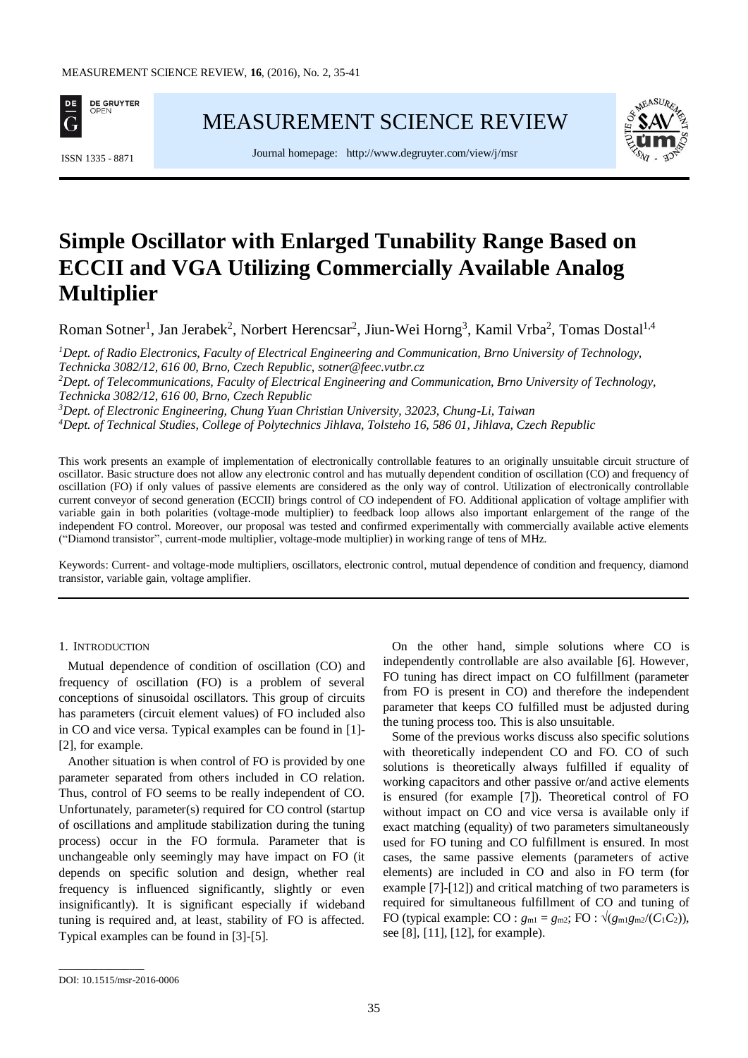# Simple Oscillator with Enlarged Tunability Range Based on ECCII and VGA Utilizing Commercially Available Analog Multiplier

Roman Sotner[1], Jan Jerabek[2], Norbert Herencsar[2], Jiun-Wei Horng[3], Kamil Vrba[2], Tomas Dostal[1,4]

[1]*Dept. of Radio Electronics, Faculty of Electrical Engineering and Communication, Brno University of Technology, Technicka 3082/12, 616 00, Brno, Czech Republic, sotner@feec.vutbr.cz*

[2]*Dept. of Telecommunications, Faculty of Electrical Engineering and Communication, Brno University of Technology, Technicka 3082/12, 616 00, Brno, Czech Republic*

[3]*Dept. of Electronic Engineering, Chung Yuan Christian University, 32023, Chung-Li, Taiwan*

[4]*Dept. of Technical Studies, College of Polytechnics Jihlava, Tolsteho 16, 586 01, Jihlava, Czech Republic*

This work presents an example of implementation of electronically controllable features to an originally unsuitable circuit structure of oscillator. Basic structure does not allow any electronic control and has mutually dependent condition of oscillation (CO) and frequency of oscillation (FO) if only values of passive elements are considered as the only way of control. Utilization of electronically controllable current conveyor of second generation (ECCII) brings control of CO independent of FO. Additional application of voltage amplifier with variable gain in both polarities (voltage-mode multiplier) to feedback loop allows also important enlargement of the range of the independent FO control. Moreover, our proposal was tested and confirmed experimentally with commercially available active elements ("Diamond transistor", current-mode multiplier, voltage-mode multiplier) in working range of tens of MHz.

Keywords: Current- and voltage-mode multipliers, oscillators, electronic control, mutual dependence of condition and frequency, diamond transistor, variable gain, voltage amplifier.

## 1. Introduction

Mutual dependence of condition of oscillation (CO) and frequency of oscillation (FO) is a problem of several conceptions of sinusoidal oscillators. This group of circuits has parameters (circuit element values) of FO included also in CO and vice versa. Typical examples can be found in [1]-[2], for example.

Another situation is when control of FO is provided by one parameter separated from others included in CO relation. Thus, control of FO seems to be really independent of CO. Unfortunately, parameter(s) required for CO control (startup of oscillations and amplitude stabilization during the tuning process) occur in the FO formula. Parameter that is unchangeable only seemingly may have impact on FO (it depends on specific solution and design, whether real frequency is influenced significantly, slightly or even insignificantly). It is significant especially if wideband tuning is required and, at least, stability of FO is affected. Typical examples can be found in [3]-[5].

On the other hand, simple solutions where CO is independently controllable are also available [6]. However, FO tuning has direct impact on CO fulfillment (parameter from FO is present in CO) and therefore the independent parameter that keeps CO fulfilled must be adjusted during the tuning process too. This is also unsuitable.

Some of the previous works discuss also specific solutions with theoretically independent CO and FO. CO of such solutions is theoretically always fulfilled if equality of working capacitors and other passive or/and active elements is ensured (for example [7]). Theoretical control of FO without impact on CO and vice versa is available only if exact matching (equality) of two parameters simultaneously used for FO tuning and CO fulfillment is ensured. In most cases, the same passive elements (parameters of active elements) are included in CO and also in FO term (for example [7]-[12]) and critical matching of two parameters is required for simultaneous fulfillment of CO and tuning of FO (typical example: CO : $g_{m1} = g_{m2}$; FO : $\sqrt{(g_{m1}g_{m2}/(C_1C_2))}$, see [8], [11], [12], for example).

DOI: 10.1515/msr-2016-0006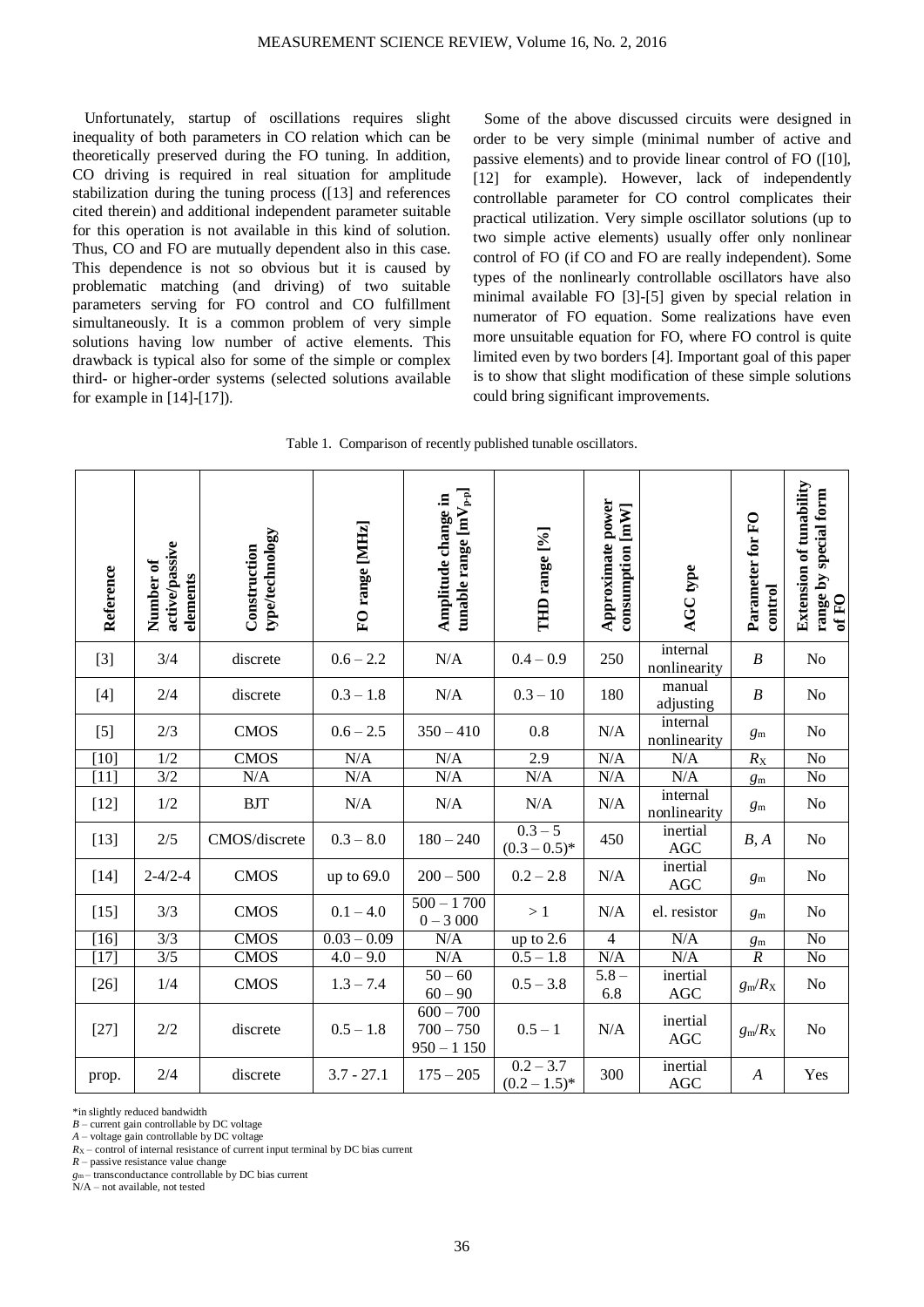Unfortunately, startup of oscillations requires slight inequality of both parameters in CO relation which can be theoretically preserved during the FO tuning. In addition, CO driving is required in real situation for amplitude stabilization during the tuning process ([13] and references cited therein) and additional independent parameter suitable for this operation is not available in this kind of solution. Thus, CO and FO are mutually dependent also in this case. This dependence is not so obvious but it is caused by problematic matching (and driving) of two suitable parameters serving for FO control and CO fulfillment simultaneously. It is a common problem of very simple solutions having low number of active elements. This drawback is typical also for some of the simple or complex third- or higher-order systems (selected solutions available for example in [14]-[17]).

Some of the above discussed circuits were designed in order to be very simple (minimal number of active and passive elements) and to provide linear control of FO ([10], [12] for example). However, lack of independently controllable parameter for CO control complicates their practical utilization. Very simple oscillator solutions (up to two simple active elements) usually offer only nonlinear control of FO (if CO and FO are really independent). Some types of the nonlinearly controllable oscillators have also minimal available FO [3]-[5] given by special relation in numerator of FO equation. Some realizations have even more unsuitable equation for FO, where FO control is quite limited even by two borders [4]. Important goal of this paper is to show that slight modification of these simple solutions could bring significant improvements.

Table 1. Comparison of recently published tunable oscillators.

| Reference | Number of active/passive elements | Construction type/technology | FO range [MHz] | Amplitude change in tunable range [$mV_{p-p}$] | THD range [%] | Approximate power consumption [mW] | AGC type | Parameter for FO control | Extension of tunability range by special form of FO |
|---|---|---|---|---|---|---|---|---|---|
| [3] | 3/4 | discrete | 0.6 – 2.2 | N/A | 0.4 – 0.9 | 250 | internal nonlinearity | $B$ | No |
| [4] | 2/4 | discrete | 0.3 – 1.8 | N/A | 0.3 – 10 | 180 | manual adjusting | $B$ | No |
| [5] | 2/3 | CMOS | 0.6 – 2.5 | 350 – 410 | 0.8 | N/A | internal nonlinearity | $g_m$ | No |
| [10] | 1/2 | CMOS | N/A | N/A | 2.9 | N/A | N/A | $R_X$ | No |
| [11] | 3/2 | N/A | N/A | N/A | N/A | N/A | N/A | $g_m$ | No |
| [12] | 1/2 | BJT | N/A | N/A | N/A | N/A | internal nonlinearity | $g_m$ | No |
| [13] | 2/5 | CMOS/discrete | 0.3 – 8.0 | 180 – 240 | 0.3 – 5 (0.3 – 0.5)* | 450 | inertial AGC | $B$, $A$ | No |
| [14] | 2-4/2-4 | CMOS | up to 69.0 | 200 – 500 | 0.2 – 2.8 | N/A | inertial AGC | $g_m$ | No |
| [15] | 3/3 | CMOS | 0.1 – 4.0 | 500 – 1 700<br>0 – 3 000 | > 1 | N/A | el. resistor | $g_m$ | No |
| [16] | 3/3 | CMOS | 0.03 – 0.09 | N/A | up to 2.6 | 4 | N/A | $g_m$ | No |
| [17] | 3/5 | CMOS | 4.0 – 9.0 | N/A | 0.5 – 1.8 | N/A | N/A | $R$ | No |
| [26] | 1/4 | CMOS | 1.3 – 7.4 | 50 – 60<br>60 – 90 | 0.5 – 3.8 | 5.8 – 6.8 | inertial AGC | $g_m$/$R_X$ | No |
| [27] | 2/2 | discrete | 0.5 – 1.8 | 600 – 700<br>700 – 750<br>950 – 1 150 | 0.5 – 1 | N/A | inertial AGC | $g_m$/$R_X$ | No |
| prop. | 2/4 | discrete | 3.7 - 27.1 | 175 – 205 | 0.2 – 3.7 (0.2 – 1.5)* | 300 | inertial AGC | $A$ | Yes |

*in slightly reduced bandwidth
$B$ – current gain controllable by DC voltage
$A$ – voltage gain controllable by DC voltage
$R_X$ – control of internal resistance of current input terminal by DC bias current
$R$ – passive resistance value change
$g_m$ – transconductance controllable by DC bias current
N/A – not available, not tested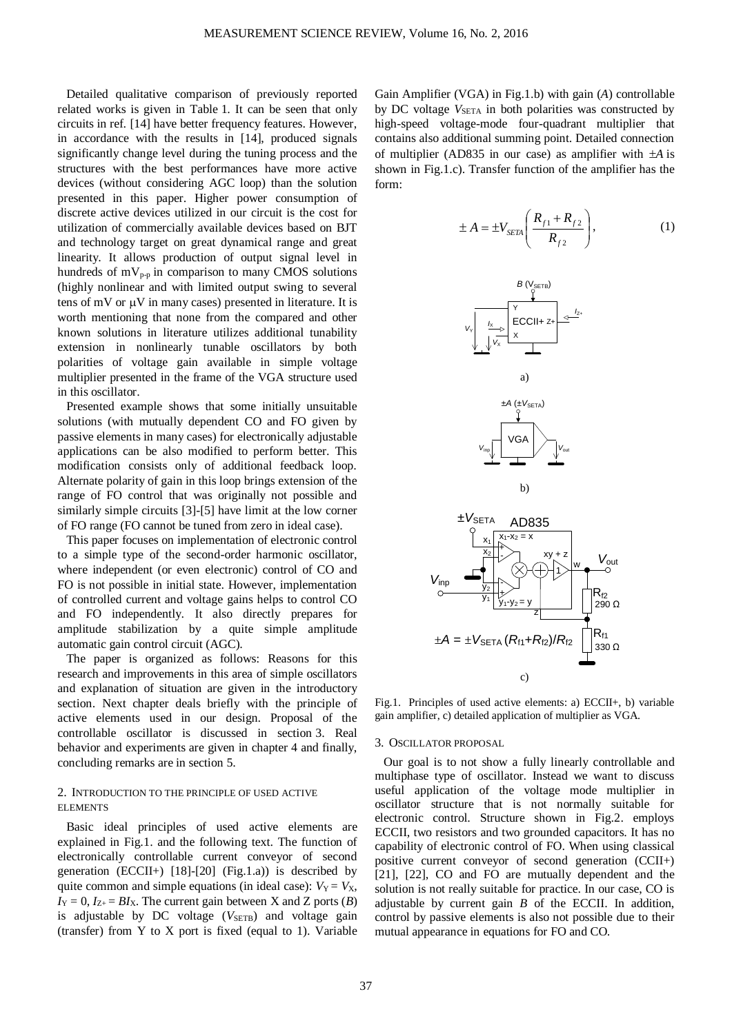Detailed qualitative comparison of previously reported related works is given in Table 1. It can be seen that only circuits in ref. [14] have better frequency features. However, in accordance with the results in [14], produced signals significantly change level during the tuning process and the structures with the best performances have more active devices (without considering AGC loop) than the solution presented in this paper. Higher power consumption of discrete active devices utilized in our circuit is the cost for utilization of commercially available devices based on BJT and technology target on great dynamical range and great linearity. It allows production of output signal level in hundreds of $mV_{p-p}$ in comparison to many CMOS solutions (highly nonlinear and with limited output swing to several tens of mV or μV in many cases) presented in literature. It is worth mentioning that none from the compared and other known solutions in literature utilizes additional tunability extension in nonlinearly tunable oscillators by both polarities of voltage gain available in simple voltage multiplier presented in the frame of the VGA structure used in this oscillator.

Presented example shows that some initially unsuitable solutions (with mutually dependent CO and FO given by passive elements in many cases) for electronically adjustable applications can be also modified to perform better. This modification consists only of additional feedback loop. Alternate polarity of gain in this loop brings extension of the range of FO control that was originally not possible and similarly simple circuits [3]-[5] have limit at the low corner of FO range (FO cannot be tuned from zero in ideal case).

This paper focuses on implementation of electronic control to a simple type of the second-order harmonic oscillator, where independent (or even electronic) control of CO and FO is not possible in initial state. However, implementation of controlled current and voltage gains helps to control CO and FO independently. It also directly prepares for amplitude stabilization by a quite simple amplitude automatic gain control circuit (AGC).

The paper is organized as follows: Reasons for this research and improvements in this area of simple oscillators and explanation of situation are given in the introductory section. Next chapter deals briefly with the principle of active elements used in our design. Proposal of the controllable oscillator is discussed in section 3. Real behavior and experiments are given in chapter 4 and finally, concluding remarks are in section 5.

## 2. Introduction to the principle of used active elements

Basic ideal principles of used active elements are explained in Fig.1. and the following text. The function of electronically controllable current conveyor of second generation (ECCII+) [18]-[20] (Fig.1.a)) is described by quite common and simple equations (in ideal case): $V_Y = V_X$, $I_Y = 0$, $I_{Z+} = BI_X$. The current gain between X and Z ports ($B$) is adjustable by DC voltage ($V_{SETB}$) and voltage gain (transfer) from Y to X port is fixed (equal to 1). Variable Gain Amplifier (VGA) in Fig.1.b) with gain ($A$) controllable by DC voltage $V_{SETA}$ in both polarities was constructed by high-speed voltage-mode four-quadrant multiplier that contains also additional summing point. Detailed connection of multiplier (AD835 in our case) as amplifier with $\pm A$ is shown in Fig.1.c). Transfer function of the amplifier has the form:

$$\pm A = \pm V_{SETA}\left(\frac{R_{f1}+R_{f2}}{R_{f2}}\right), \tag{1}$$

Fig.1. Principles of used active elements: a) ECCII+, b) variable gain amplifier, c) detailed application of multiplier as VGA.

## 3. Oscillator proposal

Our goal is to not show a fully linearly controllable and multiphase type of oscillator. Instead we want to discuss useful application of the voltage mode multiplier in oscillator structure that is not normally suitable for electronic control. Structure shown in Fig.2. employs ECCII, two resistors and two grounded capacitors. It has no capability of electronic control of FO. When using classical positive current conveyor of second generation (CCII+) [21], [22], CO and FO are mutually dependent and the solution is not really suitable for practice. In our case, CO is adjustable by current gain $B$ of the ECCII. In addition, control by passive elements is also not possible due to their mutual appearance in equations for FO and CO.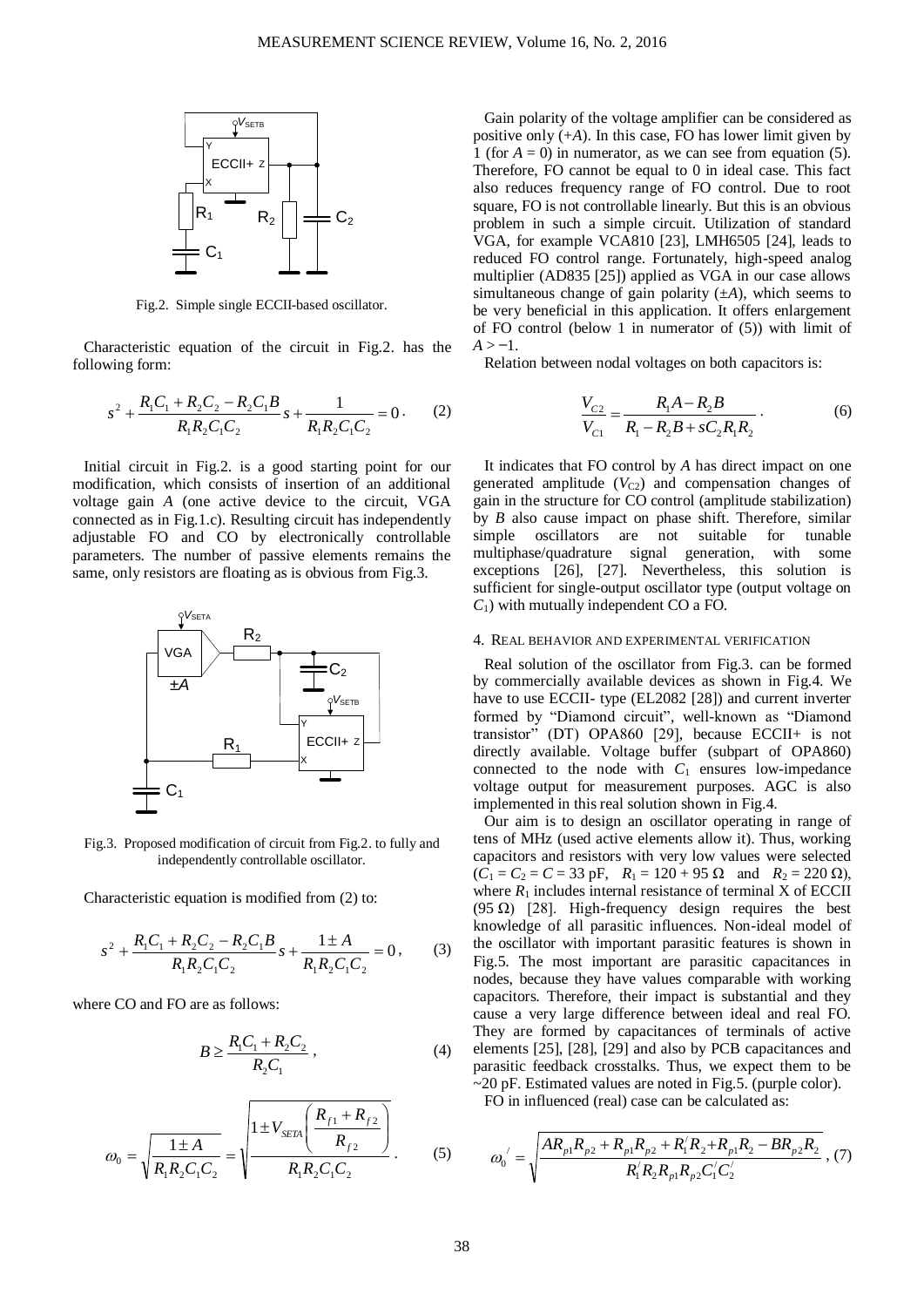Fig.2. Simple single ECCII-based oscillator.

Characteristic equation of the circuit in Fig.2. has the following form:

$$s^2 + \frac{R_1C_1 + R_2C_2 - R_2C_1B}{R_1R_2C_1C_2}s + \frac{1}{R_1R_2C_1C_2} = 0. \qquad (2)$$

Initial circuit in Fig.2. is a good starting point for our modification, which consists of insertion of an additional voltage gain $A$ (one active device to the circuit, VGA connected as in Fig.1.c). Resulting circuit has independently adjustable FO and CO by electronically controllable parameters. The number of passive elements remains the same, only resistors are floating as is obvious from Fig.3.

Fig.3. Proposed modification of circuit from Fig.2. to fully and independently controllable oscillator.

Characteristic equation is modified from (2) to:

$$s^2 + \frac{R_1C_1 + R_2C_2 - R_2C_1B}{R_1R_2C_1C_2}s + \frac{1 \pm A}{R_1R_2C_1C_2} = 0, \qquad (3)$$

where CO and FO are as follows:

$$B \geq \frac{R_1C_1 + R_2C_2}{R_2C_1}, \qquad (4)$$

$$\omega_0 = \sqrt{\frac{1 \pm A}{R_1R_2C_1C_2}} = \sqrt{\frac{1 \pm V_{SETA}\left(\frac{R_{f1} + R_{f2}}{R_{f2}}\right)}{R_1R_2C_1C_2}}. \qquad (5)$$

Gain polarity of the voltage amplifier can be considered as positive only ($+A$). In this case, FO has lower limit given by 1 (for $A = 0$) in numerator, as we can see from equation (5). Therefore, FO cannot be equal to 0 in ideal case. This fact also reduces frequency range of FO control. Due to root square, FO is not controllable linearly. But this is an obvious problem in such a simple circuit. Utilization of standard VGA, for example VCA810 [23], LMH6505 [24], leads to reduced FO control range. Fortunately, high-speed analog multiplier (AD835 [25]) applied as VGA in our case allows simultaneous change of gain polarity ($\pm A$), which seems to be very beneficial in this application. It offers enlargement of FO control (below 1 in numerator of (5)) with limit of $A > -1$.

Relation between nodal voltages on both capacitors is:

$$\frac{V_{C2}}{V_{C1}} = \frac{R_1A - R_2B}{R_1 - R_2B + sC_2R_1R_2}. \qquad (6)$$

It indicates that FO control by $A$ has direct impact on one generated amplitude ($V_{C2}$) and compensation changes of gain in the structure for CO control (amplitude stabilization) by $B$ also cause impact on phase shift. Therefore, similar simple oscillators are not suitable for tunable multiphase/quadrature signal generation, with some exceptions [26], [27]. Nevertheless, this solution is sufficient for single-output oscillator type (output voltage on $C_1$) with mutually independent CO a FO.

## 4. Real behavior and experimental verification

Real solution of the oscillator from Fig.3. can be formed by commercially available devices as shown in Fig.4. We have to use ECCII- type (EL2082 [28]) and current inverter formed by "Diamond circuit", well-known as "Diamond transistor" (DT) OPA860 [29], because ECCII+ is not directly available. Voltage buffer (subpart of OPA860) connected to the node with $C_1$ ensures low-impedance voltage output for measurement purposes. AGC is also implemented in this real solution shown in Fig.4.

Our aim is to design an oscillator operating in range of tens of MHz (used active elements allow it). Thus, working capacitors and resistors with very low values were selected ($C_1 = C_2 = C = 33$ pF, $R_1 = 120 + 95\ \Omega$ and $R_2 = 220\ \Omega$), where $R_1$ includes internal resistance of terminal X of ECCII (95 Ω) [28]. High-frequency design requires the best knowledge of all parasitic influences. Non-ideal model of the oscillator with important parasitic features is shown in Fig.5. The most important are parasitic capacitances in nodes, because they have values comparable with working capacitors. Therefore, their impact is substantial and they cause a very large difference between ideal and real FO. They are formed by capacitances of terminals of active elements [25], [28], [29] and also by PCB capacitances and parasitic feedback crosstalks. Thus, we expect them to be ~20 pF. Estimated values are noted in Fig.5. (purple color).

FO in influenced (real) case can be calculated as:

$$\omega_0^{/} = \sqrt{\frac{AR_{p1}R_{p2} + R_{p1}R_{p2} + R_1^{/}R_2 + R_{p1}R_2 - BR_{p2}R_2}{R_1^{/}R_2R_{p1}R_{p2}C_1^{/}C_2^{/}}}, \qquad (7)$$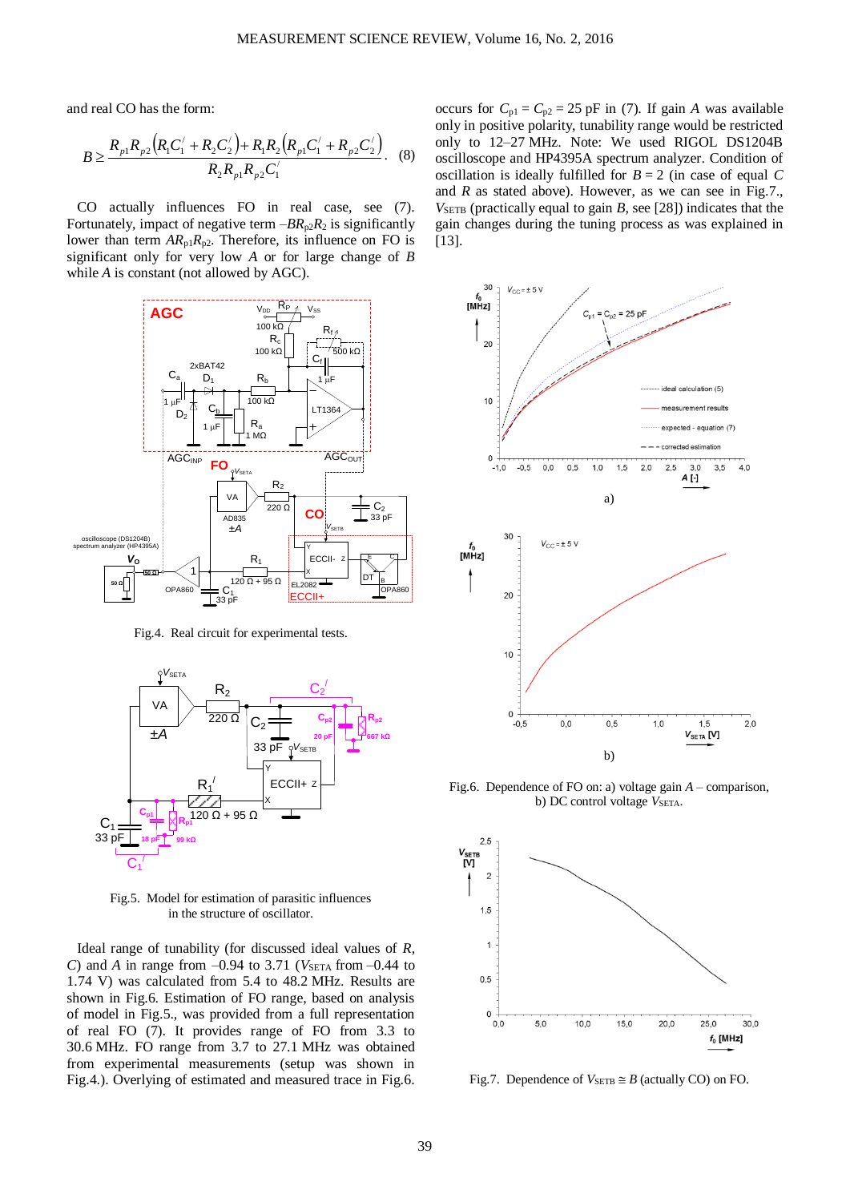and real CO has the form:

$$B \geq \frac{R_{p1}R_{p2}\left(R_1C_1^{/}+R_2C_2^{/}\right)+R_1R_2\left(R_{p1}C_1^{/}+R_{p2}C_2^{/}\right)}{R_2R_{p1}R_{p2}C_1^{/}}. \quad (8)$$

CO actually influences FO in real case, see (7). Fortunately, impact of negative term $-BR_{p2}R_2$ is significantly lower than term $AR_{p1}R_{p2}$. Therefore, its influence on FO is significant only for very low $A$ or for large change of $B$ while $A$ is constant (not allowed by AGC).

Fig.4. Real circuit for experimental tests.

Fig.5. Model for estimation of parasitic influences in the structure of oscillator.

Ideal range of tunability (for discussed ideal values of $R$, $C$) and $A$ in range from –0.94 to 3.71 ($V_{SETA}$ from –0.44 to 1.74 V) was calculated from 5.4 to 48.2 MHz. Results are shown in Fig.6. Estimation of FO range, based on analysis of model in Fig.5., was provided from a full representation of real FO (7). It provides range of FO from 3.3 to 30.6 MHz. FO range from 3.7 to 27.1 MHz was obtained from experimental measurements (setup was shown in Fig.4.). Overlying of estimated and measured trace in Fig.6. occurs for $C_{p1} = C_{p2} = 25$ pF in (7). If gain $A$ was available only in positive polarity, tunability range would be restricted only to 12–27 MHz. Note: We used RIGOL DS1204B oscilloscope and HP4395A spectrum analyzer. Condition of oscillation is ideally fulfilled for $B = 2$ (in case of equal $C$ and $R$ as stated above). However, as we can see in Fig.7., $V_{SETB}$ (practically equal to gain $B$, see [28]) indicates that the gain changes during the tuning process as was explained in [13].

Fig.6. Dependence of FO on: a) voltage gain $A$ – comparison, b) DC control voltage $V_{SETA}$.

Fig.7. Dependence of $V_{SETB} \cong B$ (actually CO) on FO.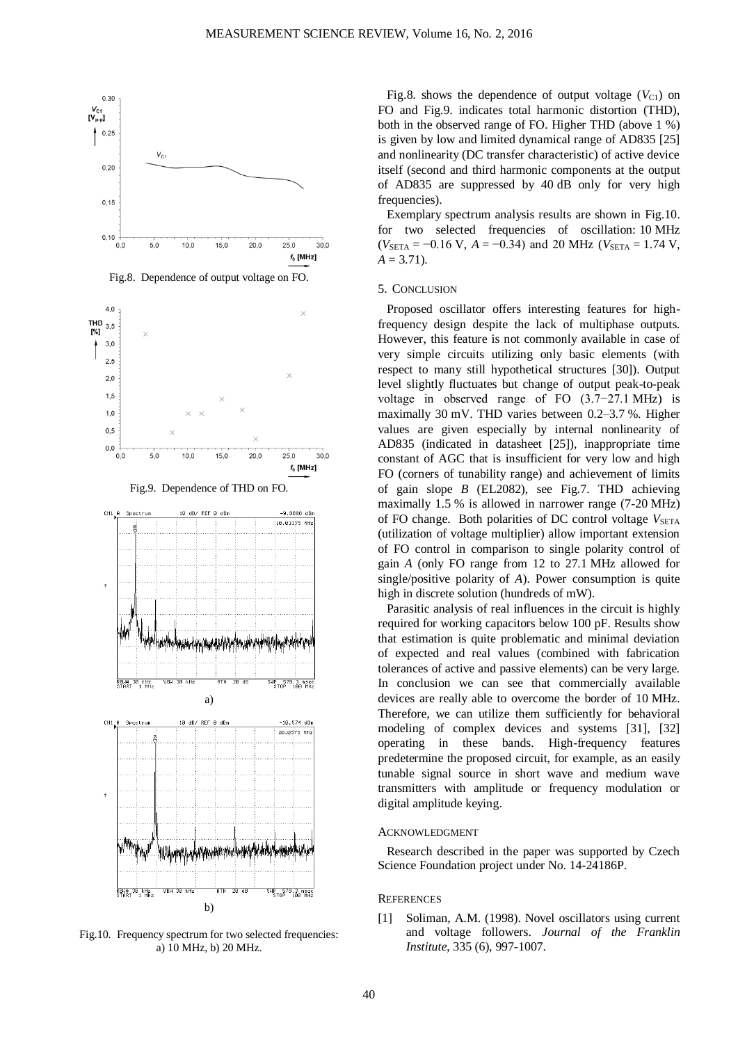Fig.8. Dependence of output voltage on FO.

Fig.9. Dependence of THD on FO.

a)

b)

Fig.10. Frequency spectrum for two selected frequencies: a) 10 MHz, b) 20 MHz.

Fig.8. shows the dependence of output voltage ($V_{C1}$) on FO and Fig.9. indicates total harmonic distortion (THD), both in the observed range of FO. Higher THD (above 1 %) is given by low and limited dynamical range of AD835 [25] and nonlinearity (DC transfer characteristic) of active device itself (second and third harmonic components at the output of AD835 are suppressed by 40 dB only for very high frequencies).

Exemplary spectrum analysis results are shown in Fig.10. for two selected frequencies of oscillation: 10 MHz ($V_{SETA} = -0.16$ V, $A = -0.34$) and 20 MHz ($V_{SETA} = 1.74$ V, $A = 3.71$).

## 5. Conclusion

Proposed oscillator offers interesting features for high-frequency design despite the lack of multiphase outputs. However, this feature is not commonly available in case of very simple circuits utilizing only basic elements (with respect to many still hypothetical structures [30]). Output level slightly fluctuates but change of output peak-to-peak voltage in observed range of FO (3.7−27.1 MHz) is maximally 30 mV. THD varies between 0.2–3.7 %. Higher values are given especially by internal nonlinearity of AD835 (indicated in datasheet [25]), inappropriate time constant of AGC that is insufficient for very low and high FO (corners of tunability range) and achievement of limits of gain slope $B$ (EL2082), see Fig.7. THD achieving maximally 1.5 % is allowed in narrower range (7-20 MHz) of FO change. Both polarities of DC control voltage $V_{SETA}$ (utilization of voltage multiplier) allow important extension of FO control in comparison to single polarity control of gain $A$ (only FO range from 12 to 27.1 MHz allowed for single/positive polarity of $A$). Power consumption is quite high in discrete solution (hundreds of mW).

Parasitic analysis of real influences in the circuit is highly required for working capacitors below 100 pF. Results show that estimation is quite problematic and minimal deviation of expected and real values (combined with fabrication tolerances of active and passive elements) can be very large. In conclusion we can see that commercially available devices are really able to overcome the border of 10 MHz. Therefore, we can utilize them sufficiently for behavioral modeling of complex devices and systems [31], [32] operating in these bands. High-frequency features predetermine the proposed circuit, for example, as an easily tunable signal source in short wave and medium wave transmitters with amplitude or frequency modulation or digital amplitude keying.

## Acknowledgment

Research described in the paper was supported by Czech Science Foundation project under No. 14-24186P.

## References

[1] Soliman, A.M. (1998). Novel oscillators using current and voltage followers. *Journal of the Franklin Institute*, 335 (6), 997-1007.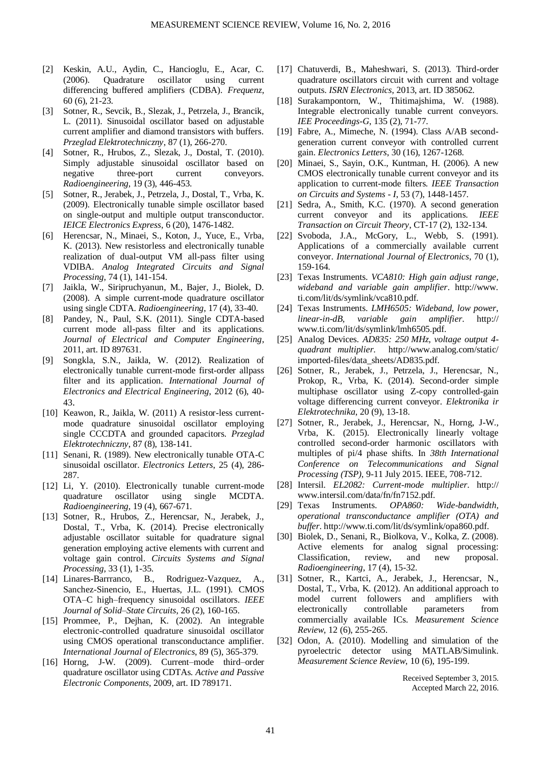[2] Keskin, A.U., Aydin, C., Hancioglu, E., Acar, C. (2006). Quadrature oscillator using current differencing buffered amplifiers (CDBA). *Frequenz*, 60 (6), 21-23.

[3] Sotner, R., Sevcik, B., Slezak, J., Petrzela, J., Brancik, L. (2011). Sinusoidal oscillator based on adjustable current amplifier and diamond transistors with buffers. *Przeglad Elektrotechniczny*, 87 (1), 266-270.

[4] Sotner, R., Hrubos, Z., Slezak, J., Dostal, T. (2010). Simply adjustable sinusoidal oscillator based on negative three-port current conveyors. *Radioengineering*, 19 (3), 446-453.

[5] Sotner, R., Jerabek, J., Petrzela, J., Dostal, T., Vrba, K. (2009). Electronically tunable simple oscillator based on single-output and multiple output transconductor. *IEICE Electronics Express*, 6 (20), 1476-1482.

[6] Herencsar, N., Minaei, S., Koton, J., Yuce, E., Vrba, K. (2013). New resistorless and electronically tunable realization of dual-output VM all-pass filter using VDIBA. *Analog Integrated Circuits and Signal Processing*, 74 (1), 141-154.

[7] Jaikla, W., Siripruchyanun, M., Bajer, J., Biolek, D. (2008). A simple current-mode quadrature oscillator using single CDTA. *Radioengineering*, 17 (4), 33-40.

[8] Pandey, N., Paul, S.K. (2011). Single CDTA-based current mode all-pass filter and its applications. *Journal of Electrical and Computer Engineering*, 2011, art. ID 897631.

[9] Songkla, S.N., Jaikla, W. (2012). Realization of electronically tunable current-mode first-order allpass filter and its application. *International Journal of Electronics and Electrical Engineering*, 2012 (6), 40-43.

[10] Keawon, R., Jaikla, W. (2011) A resistor-less current-mode quadrature sinusoidal oscillator employing single CCCDTA and grounded capacitors. *Przeglad Elektrotechniczny*, 87 (8), 138-141.

[11] Senani, R. (1989). New electronically tunable OTA-C sinusoidal oscillator. *Electronics Letters*, 25 (4), 286-287.

[12] Li, Y. (2010). Electronically tunable current-mode quadrature oscillator using single MCDTA. *Radioengineering*, 19 (4), 667-671.

[13] Sotner, R., Hrubos, Z., Herencsar, N., Jerabek, J., Dostal, T., Vrba, K. (2014). Precise electronically adjustable oscillator suitable for quadrature signal generation employing active elements with current and voltage gain control. *Circuits Systems and Signal Processing*, 33 (1), 1-35.

[14] Linares-Barrranco, B., Rodriguez-Vazquez, A., Sanchez-Sinencio, E., Huertas, J.L. (1991). CMOS OTA–C high–frequency sinusoidal oscillators. *IEEE Journal of Solid–State Circuits*, 26 (2), 160-165.

[15] Prommee, P., Dejhan, K. (2002). An integrable electronic-controlled quadrature sinusoidal oscillator using CMOS operational transconductance amplifier. *International Journal of Electronics*, 89 (5), 365-379.

[16] Horng, J-W. (2009). Current–mode third–order quadrature oscillator using CDTAs. *Active and Passive Electronic Components*, 2009, art. ID 789171.

[17] Chatuverdi, B., Maheshwari, S. (2013). Third-order quadrature oscillators circuit with current and voltage outputs. *ISRN Electronics*, 2013, art. ID 385062.

[18] Surakampontorn, W., Thitimajshima, W. (1988). Integrable electronically tunable current conveyors. *IEE Proceedings-G*, 135 (2), 71-77.

[19] Fabre, A., Mimeche, N. (1994). Class A/AB second-generation current conveyor with controlled current gain. *Electronics Letters*, 30 (16), 1267-1268.

[20] Minaei, S., Sayin, O.K., Kuntman, H. (2006). A new CMOS electronically tunable current conveyor and its application to current-mode filters. *IEEE Transaction on Circuits and Systems - I*, 53 (7), 1448-1457.

[21] Sedra, A., Smith, K.C. (1970). A second generation current conveyor and its applications. *IEEE Transaction on Circuit Theory*, CT-17 (2), 132-134.

[22] Svoboda, J.A., McGory, L., Webb, S. (1991). Applications of a commercially available current conveyor. *International Journal of Electronics*, 70 (1), 159-164.

[23] Texas Instruments. *VCA810: High gain adjust range, wideband and variable gain amplifier*. http://www.ti.com/lit/ds/symlink/vca810.pdf.

[24] Texas Instruments. *LMH6505: Wideband, low power, linear-in-dB, variable gain amplifier*. http://www.ti.com/lit/ds/symlink/lmh6505.pdf.

[25] Analog Devices. *AD835: 250 MHz, voltage output 4-quadrant multiplier*. http://www.analog.com/static/imported-files/data_sheets/AD835.pdf.

[26] Sotner, R., Jerabek, J., Petrzela, J., Herencsar, N., Prokop, R., Vrba, K. (2014). Second-order simple multiphase oscillator using Z-copy controlled-gain voltage differencing current conveyor. *Elektronika ir Elektrotechnika*, 20 (9), 13-18.

[27] Sotner, R., Jerabek, J., Herencsar, N., Horng, J-W., Vrba, K. (2015). Electronically linearly voltage controlled second-order harmonic oscillators with multiples of pi/4 phase shifts. In *38th International Conference on Telecommunications and Signal Processing (TSP)*, 9-11 July 2015. IEEE, 708-712.

[28] Intersil. *EL2082: Current-mode multiplier*. http://www.intersil.com/data/fn/fn7152.pdf.

[29] Texas Instruments. *OPA860: Wide-bandwidth, operational transconductance amplifier (OTA) and buffer*. http://www.ti.com/lit/ds/symlink/opa860.pdf.

[30] Biolek, D., Senani, R., Biolkova, V., Kolka, Z. (2008). Active elements for analog signal processing: Classification, review, and new proposal. *Radioengineering*, 17 (4), 15-32.

[31] Sotner, R., Kartci, A., Jerabek, J., Herencsar, N., Dostal, T., Vrba, K. (2012). An additional approach to model current followers and amplifiers with electronically controllable parameters from commercially available ICs. *Measurement Science Review*, 12 (6), 255-265.

[32] Odon, A. (2010). Modelling and simulation of the pyroelectric detector using MATLAB/Simulink. *Measurement Science Review*, 10 (6), 195-199.

Received September 3, 2015.
Accepted March 22, 2016.